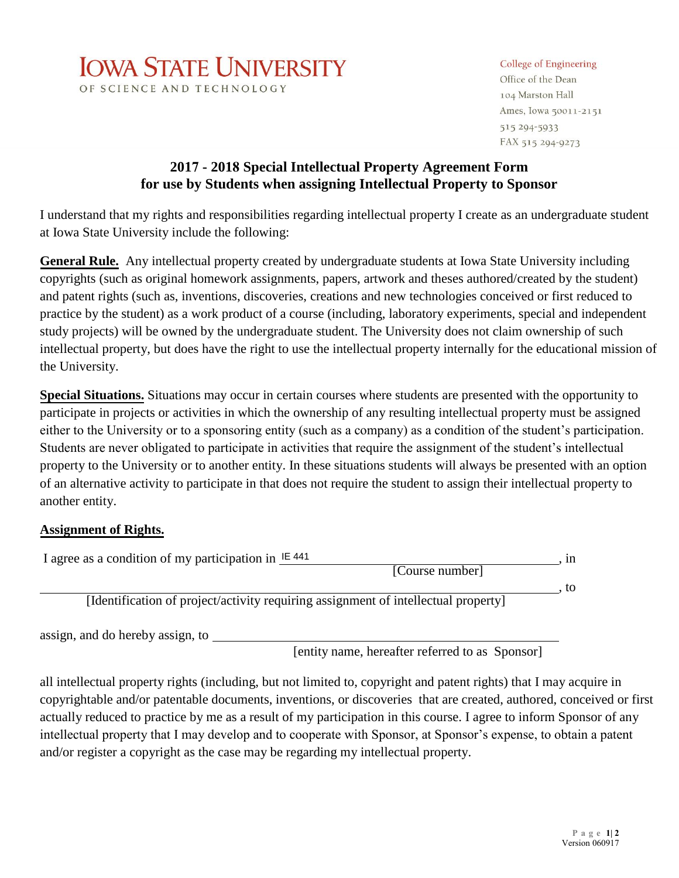**IOWA STATE UNIVERSITY**
OF SCIENCE AND TECHNOLOGY

College of Engineering
Office of the Dean
104 Marston Hall
Ames, Iowa 50011-2151
515 294-5933
FAX 515 294-9273

## 2017 - 2018 Special Intellectual Property Agreement Form for use by Students when assigning Intellectual Property to Sponsor

I understand that my rights and responsibilities regarding intellectual property I create as an undergraduate student at Iowa State University include the following:

**General Rule.** Any intellectual property created by undergraduate students at Iowa State University including copyrights (such as original homework assignments, papers, artwork and theses authored/created by the student) and patent rights (such as, inventions, discoveries, creations and new technologies conceived or first reduced to practice by the student) as a work product of a course (including, laboratory experiments, special and independent study projects) will be owned by the undergraduate student. The University does not claim ownership of such intellectual property, but does have the right to use the intellectual property internally for the educational mission of the University.

**Special Situations.** Situations may occur in certain courses where students are presented with the opportunity to participate in projects or activities in which the ownership of any resulting intellectual property must be assigned either to the University or to a sponsoring entity (such as a company) as a condition of the student's participation. Students are never obligated to participate in activities that require the assignment of the student's intellectual property to the University or to another entity. In these situations students will always be presented with an option of an alternative activity to participate in that does not require the student to assign their intellectual property to another entity.

**Assignment of Rights.**

I agree as a condition of my participation in IE 441 ______________________________, in
[Course number]

______________________________________________________________________, to
[Identification of project/activity requiring assignment of intellectual property]

assign, and do hereby assign, to ______________________________________________
[entity name, hereafter referred to as Sponsor]

all intellectual property rights (including, but not limited to, copyright and patent rights) that I may acquire in copyrightable and/or patentable documents, inventions, or discoveries that are created, authored, conceived or first actually reduced to practice by me as a result of my participation in this course. I agree to inform Sponsor of any intellectual property that I may develop and to cooperate with Sponsor, at Sponsor's expense, to obtain a patent and/or register a copyright as the case may be regarding my intellectual property.

Version 060917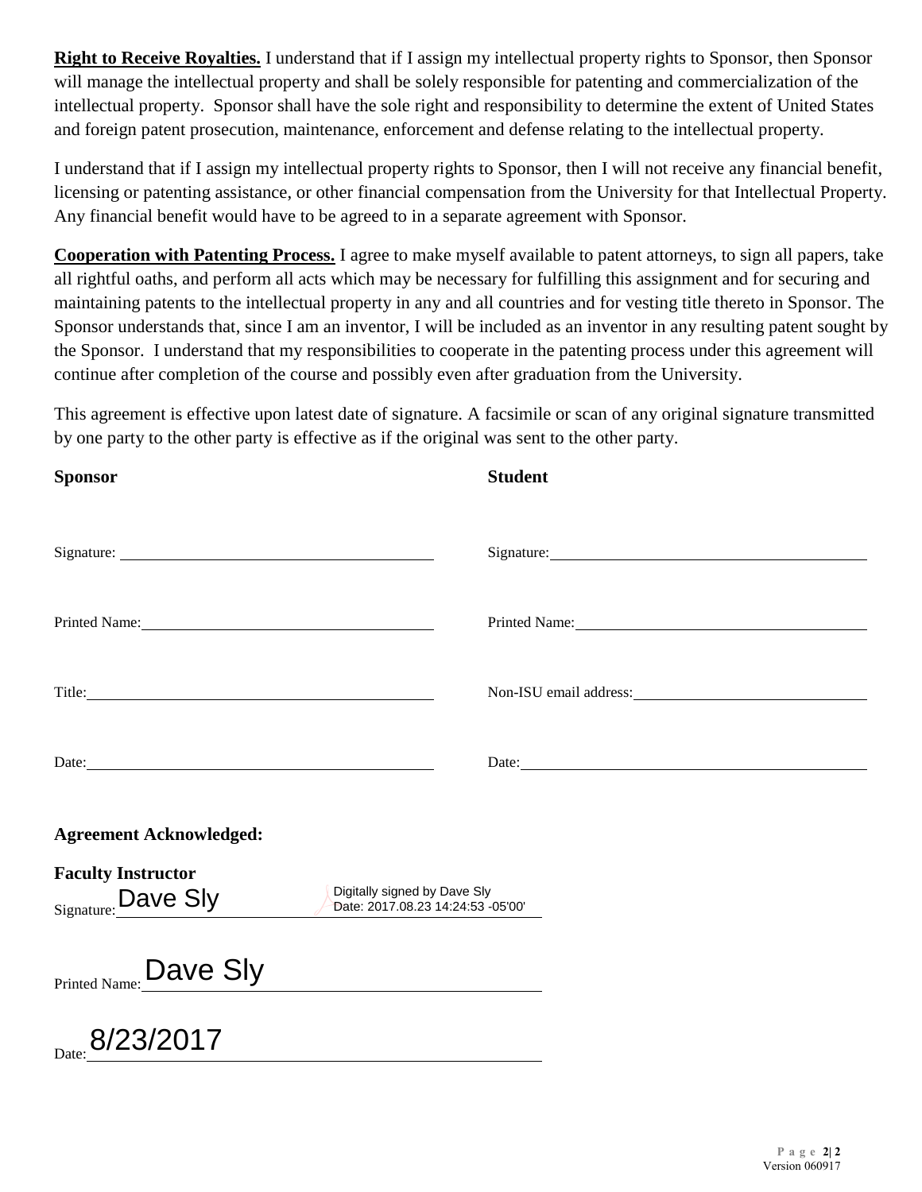**Right to Receive Royalties.** I understand that if I assign my intellectual property rights to Sponsor, then Sponsor will manage the intellectual property and shall be solely responsible for patenting and commercialization of the intellectual property. Sponsor shall have the sole right and responsibility to determine the extent of United States and foreign patent prosecution, maintenance, enforcement and defense relating to the intellectual property.

I understand that if I assign my intellectual property rights to Sponsor, then I will not receive any financial benefit, licensing or patenting assistance, or other financial compensation from the University for that Intellectual Property. Any financial benefit would have to be agreed to in a separate agreement with Sponsor.

**Cooperation with Patenting Process.** I agree to make myself available to patent attorneys, to sign all papers, take all rightful oaths, and perform all acts which may be necessary for fulfilling this assignment and for securing and maintaining patents to the intellectual property in any and all countries and for vesting title thereto in Sponsor. The Sponsor understands that, since I am an inventor, I will be included as an inventor in any resulting patent sought by the Sponsor. I understand that my responsibilities to cooperate in the patenting process under this agreement will continue after completion of the course and possibly even after graduation from the University.

This agreement is effective upon latest date of signature. A facsimile or scan of any original signature transmitted by one party to the other party is effective as if the original was sent to the other party.

**Sponsor**

Signature: ______________________

Printed Name: ______________________

Title: ______________________

Date: ______________________

**Student**

Signature: ______________________

Printed Name: ______________________

Non-ISU email address: ______________________

Date: ______________________

**Agreement Acknowledged:**

**Faculty Instructor**

Signature: Dave Sly Digitally signed by Dave Sly Date: 2017.08.23 14:24:53 -05'00'

Printed Name: Dave Sly

Date: 8/23/2017

Version 060917